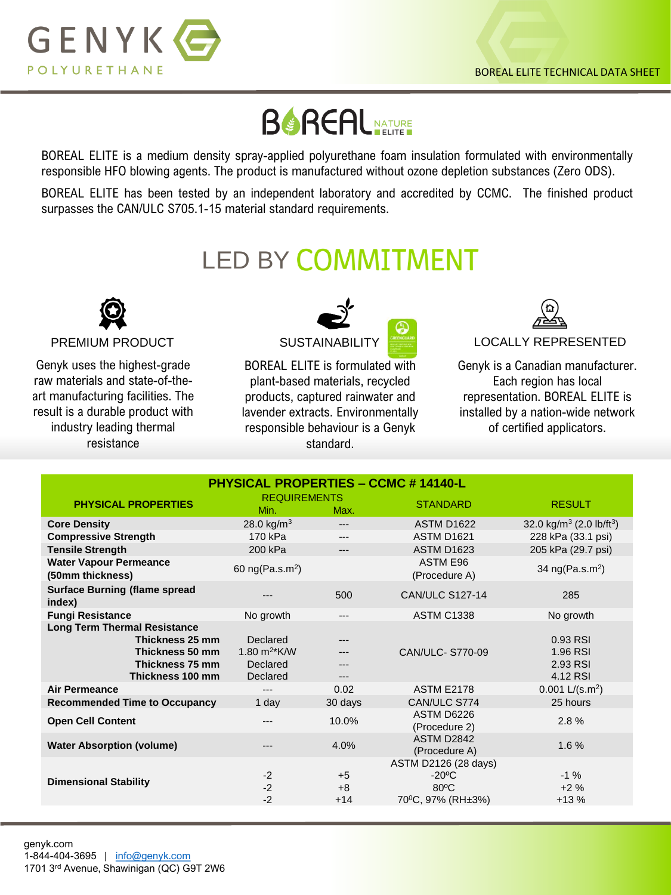GENYK POLYURETHANE

BOREAL ELITE TECHNICAL DATA SHEET

# BOREAL NATURE ELITE

BOREAL ELITE is a medium density spray-applied polyurethane foam insulation formulated with environmentally responsible HFO blowing agents. The product is manufactured without ozone depletion substances (Zero ODS).

BOREAL ELITE has been tested by an independent laboratory and accredited by CCMC. The finished product surpasses the CAN/ULC S705.1-15 material standard requirements.

## LED BY COMMITMENT

### PREMIUM PRODUCT

Genyk uses the highest-grade raw materials and state-of-the-art manufacturing facilities. The result is a durable product with industry leading thermal resistance

### SUSTAINABILITY

BOREAL ELITE is formulated with plant-based materials, recycled products, captured rainwater and lavender extracts. Environmentally responsible behaviour is a Genyk standard.

### LOCALLY REPRESENTED

Genyk is a Canadian manufacturer. Each region has local representation. BOREAL ELITE is installed by a nation-wide network of certified applicators.

## PHYSICAL PROPERTIES – CCMC # 14140-L

| PHYSICAL PROPERTIES | REQUIREMENTS Min. | REQUIREMENTS Max. | STANDARD | RESULT |
|---|---|---|---|---|
| **Core Density** | 28.0 kg/m$^3$ | --- | ASTM D1622 | 32.0 kg/m$^3$ (2.0 lb/ft$^3$) |
| **Compressive Strength** | 170 kPa | --- | ASTM D1621 | 228 kPa (33.1 psi) |
| **Tensile Strength** | 200 kPa | --- | ASTM D1623 | 205 kPa (29.7 psi) |
| **Water Vapour Permeance (50mm thickness)** | 60 ng(Pa.s.m$^2$) | | ASTM E96 (Procedure A) | 34 ng(Pa.s.m$^2$) |
| **Surface Burning (flame spread index)** | --- | 500 | CAN/ULC S127-14 | 285 |
| **Fungi Resistance** | No growth | --- | ASTM C1338 | No growth |
| **Long Term Thermal Resistance** | | | CAN/ULC- S770-09 | |
| **Thickness 25 mm** | Declared | --- | | 0.93 RSI |
| **Thickness 50 mm** | 1.80 m$^2$*K/W | --- | | 1.96 RSI |
| **Thickness 75 mm** | Declared | --- | | 2.93 RSI |
| **Thickness 100 mm** | Declared | --- | | 4.12 RSI |
| **Air Permeance** | --- | 0.02 | ASTM E2178 | 0.001 L/(s.m$^2$) |
| **Recommended Time to Occupancy** | 1 day | 30 days | CAN/ULC S774 | 25 hours |
| **Open Cell Content** | --- | 10.0% | ASTM D6226 (Procedure 2) | 2.8 % |
| **Water Absorption (volume)** | --- | 4.0% | ASTM D2842 (Procedure A) | 1.6 % |
| **Dimensional Stability** | | | ASTM D2126 (28 days) | |
| | -2 | +5 | -20ºC | -1 % |
| | -2 | +8 | 80ºC | +2 % |
| | -2 | +14 | 70ºC, 97% (RH±3%) | +13 % |

genyk.com
1-844-404-3695 | info@genyk.com
1701 3rd Avenue, Shawinigan (QC) G9T 2W6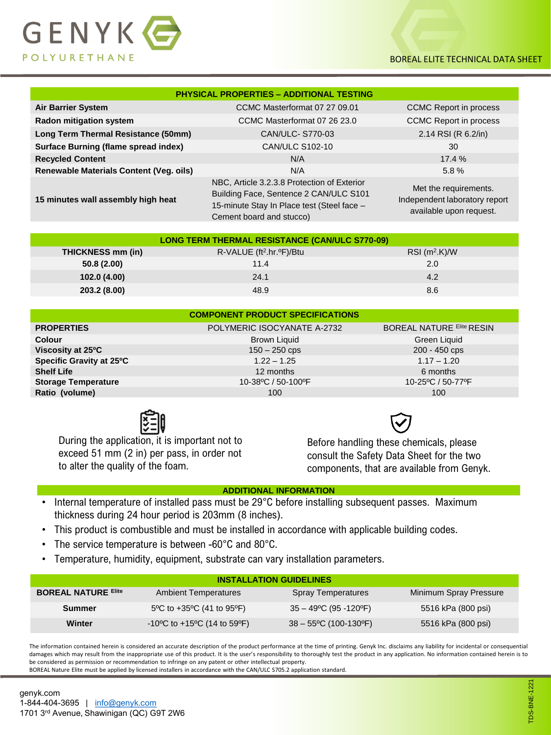| PHYSICAL PROPERTIES – ADDITIONAL TESTING | | |
|---|---|---|
| **Air Barrier System** | CCMC Masterformat 07 27 09.01 | CCMC Report in process |
| **Radon mitigation system** | CCMC Masterformat 07 26 23.0 | CCMC Report in process |
| **Long Term Thermal Resistance (50mm)** | CAN/ULC- S770-03 | 2.14 RSI (R 6.2/in) |
| **Surface Burning (flame spread index)** | CAN/ULC S102-10 | 30 |
| **Recycled Content** | N/A | 17.4 % |
| **Renewable Materials Content (Veg. oils)** | N/A | 5.8 % |
| **15 minutes wall assembly high heat** | NBC, Article 3.2.3.8 Protection of Exterior Building Face, Sentence 2 CAN/ULC S101 15-minute Stay In Place test (Steel face – Cement board and stucco) | Met the requirements. Independent laboratory report available upon request. |

| LONG TERM THERMAL RESISTANCE (CAN/ULC S770-09) | | |
|---|---|---|
| **THICKNESS mm (in)** | R-VALUE ($ft^2$.hr.ºF)/Btu | RSI ($m^2$.K)/W |
| **50.8 (2.00)** | 11.4 | 2.0 |
| **102.0 (4.00)** | 24.1 | 4.2 |
| **203.2 (8.00)** | 48.9 | 8.6 |

| COMPONENT PRODUCT SPECIFICATIONS | | |
|---|---|---|
| **PROPERTIES** | POLYMERIC ISOCYANATE A-2732 | BOREAL NATURE Elite RESIN |
| **Colour** | Brown Liquid | Green Liquid |
| **Viscosity at 25ºC** | 150 – 250 cps | 200 - 450 cps |
| **Specific Gravity at 25ºC** | 1.22 – 1.25 | 1.17 – 1.20 |
| **Shelf Life** | 12 months | 6 months |
| **Storage Temperature** | 10-38ºC / 50-100ºF | 10-25ºC / 50-77ºF |
| **Ratio (volume)** | 100 | 100 |

During the application, it is important not to exceed 51 mm (2 in) per pass, in order not to alter the quality of the foam.

Before handling these chemicals, please consult the Safety Data Sheet for the two components, that are available from Genyk.

## ADDITIONAL INFORMATION

- Internal temperature of installed pass must be 29°C before installing subsequent passes. Maximum thickness during 24 hour period is 203mm (8 inches).
- This product is combustible and must be installed in accordance with applicable building codes.
- The service temperature is between -60°C and 80°C.
- Temperature, humidity, equipment, substrate can vary installation parameters.

| INSTALLATION GUIDELINES | | | |
|---|---|---|---|
| **BOREAL NATURE Elite** | Ambient Temperatures | Spray Temperatures | Minimum Spray Pressure |
| **Summer** | 5ºC to +35ºC (41 to 95ºF) | 35 – 49ºC (95 -120ºF) | 5516 kPa (800 psi) |
| **Winter** | -10ºC to +15ºC (14 to 59ºF) | 38 – 55ºC (100-130ºF) | 5516 kPa (800 psi) |

The information contained herein is considered an accurate description of the product performance at the time of printing. Genyk Inc. disclaims any liability for incidental or consequential damages which may result from the inappropriate use of this product. It is the user's responsibility to thoroughly test the product in any application. No information contained herein is to be considered as permission or recommendation to infringe on any patent or other intellectual property.
BOREAL Nature Elite must be applied by licensed installers in accordance with the CAN/ULC S705.2 application standard.

genyk.com
1-844-404-3695 | info@genyk.com
1701 3rd Avenue, Shawinigan (QC) G9T 2W6

TDS-BNE-1221